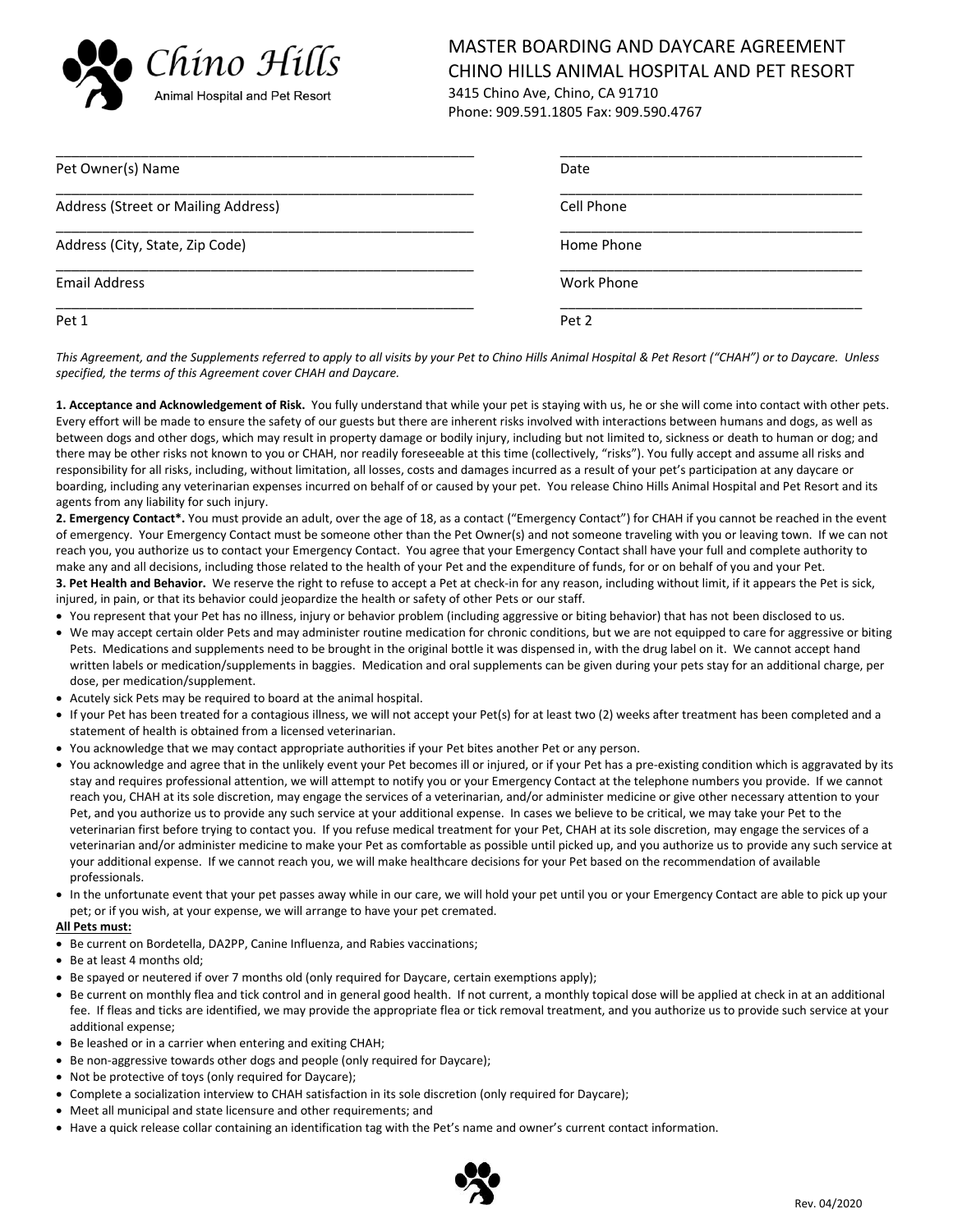Chino Hills
Animal Hospital and Pet Resort

# MASTER BOARDING AND DAYCARE AGREEMENT
# CHINO HILLS ANIMAL HOSPITAL AND PET RESORT

3415 Chino Ave, Chino, CA 91710
Phone: 909.591.1805 Fax: 909.590.4767

| | |
|---|---|
| Pet Owner(s) Name ______________________ | Date ______________________ |
| Address (Street or Mailing Address) ______________________ | Cell Phone ______________________ |
| Address (City, State, Zip Code) ______________________ | Home Phone ______________________ |
| Email Address ______________________ | Work Phone ______________________ |
| Pet 1 ______________________ | Pet 2 ______________________ |

*This Agreement, and the Supplements referred to apply to all visits by your Pet to Chino Hills Animal Hospital & Pet Resort ("CHAH") or to Daycare. Unless specified, the terms of this Agreement cover CHAH and Daycare.*

**1. Acceptance and Acknowledgement of Risk.** You fully understand that while your pet is staying with us, he or she will come into contact with other pets. Every effort will be made to ensure the safety of our guests but there are inherent risks involved with interactions between humans and dogs, as well as between dogs and other dogs, which may result in property damage or bodily injury, including but not limited to, sickness or death to human or dog; and there may be other risks not known to you or CHAH, nor readily foreseeable at this time (collectively, "risks"). You fully accept and assume all risks and responsibility for all risks, including, without limitation, all losses, costs and damages incurred as a result of your pet's participation at any daycare or boarding, including any veterinarian expenses incurred on behalf of or caused by your pet. You release Chino Hills Animal Hospital and Pet Resort and its agents from any liability for such injury.

**2. Emergency Contact*.** You must provide an adult, over the age of 18, as a contact ("Emergency Contact") for CHAH if you cannot be reached in the event of emergency. Your Emergency Contact must be someone other than the Pet Owner(s) and not someone traveling with you or leaving town. If we can not reach you, you authorize us to contact your Emergency Contact. You agree that your Emergency Contact shall have your full and complete authority to make any and all decisions, including those related to the health of your Pet and the expenditure of funds, for or on behalf of you and your Pet.

**3. Pet Health and Behavior.** We reserve the right to refuse to accept a Pet at check-in for any reason, including without limit, if it appears the Pet is sick, injured, in pain, or that its behavior could jeopardize the health or safety of other Pets or our staff.

- You represent that your Pet has no illness, injury or behavior problem (including aggressive or biting behavior) that has not been disclosed to us.
- We may accept certain older Pets and may administer routine medication for chronic conditions, but we are not equipped to care for aggressive or biting Pets. Medications and supplements need to be brought in the original bottle it was dispensed in, with the drug label on it. We cannot accept hand written labels or medication/supplements in baggies. Medication and oral supplements can be given during your pets stay for an additional charge, per dose, per medication/supplement.
- Acutely sick Pets may be required to board at the animal hospital.
- If your Pet has been treated for a contagious illness, we will not accept your Pet(s) for at least two (2) weeks after treatment has been completed and a statement of health is obtained from a licensed veterinarian.
- You acknowledge that we may contact appropriate authorities if your Pet bites another Pet or any person.
- You acknowledge and agree that in the unlikely event your Pet becomes ill or injured, or if your Pet has a pre-existing condition which is aggravated by its stay and requires professional attention, we will attempt to notify you or your Emergency Contact at the telephone numbers you provide. If we cannot reach you, CHAH at its sole discretion, may engage the services of a veterinarian, and/or administer medicine or give other necessary attention to your Pet, and you authorize us to provide any such service at your additional expense. In cases we believe to be critical, we may take your Pet to the veterinarian first before trying to contact you. If you refuse medical treatment for your Pet, CHAH at its sole discretion, may engage the services of a veterinarian and/or administer medicine to make your Pet as comfortable as possible until picked up, and you authorize us to provide any such service at your additional expense. If we cannot reach you, we will make healthcare decisions for your Pet based on the recommendation of available professionals.
- In the unfortunate event that your pet passes away while in our care, we will hold your pet until you or your Emergency Contact are able to pick up your pet; or if you wish, at your expense, we will arrange to have your pet cremated.

**<u>All Pets must:</u>**

- Be current on Bordetella, DA2PP, Canine Influenza, and Rabies vaccinations;
- Be at least 4 months old;
- Be spayed or neutered if over 7 months old (only required for Daycare, certain exemptions apply);
- Be current on monthly flea and tick control and in general good health. If not current, a monthly topical dose will be applied at check in at an additional fee. If fleas and ticks are identified, we may provide the appropriate flea or tick removal treatment, and you authorize us to provide such service at your additional expense;
- Be leashed or in a carrier when entering and exiting CHAH;
- Be non-aggressive towards other dogs and people (only required for Daycare);
- Not be protective of toys (only required for Daycare);
- Complete a socialization interview to CHAH satisfaction in its sole discretion (only required for Daycare);
- Meet all municipal and state licensure and other requirements; and
- Have a quick release collar containing an identification tag with the Pet's name and owner's current contact information.

Rev. 04/2020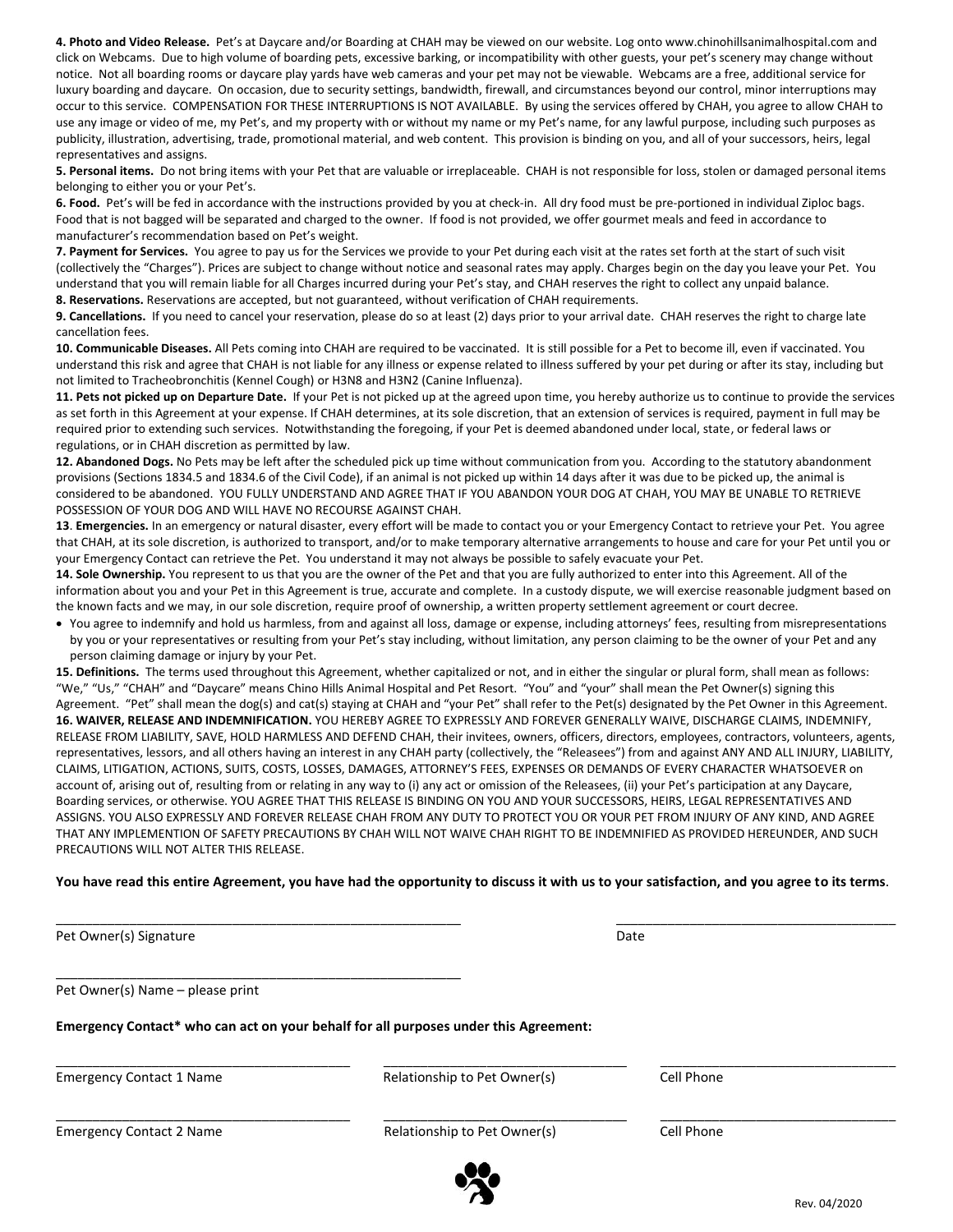**4. Photo and Video Release.** Pet's at Daycare and/or Boarding at CHAH may be viewed on our website. Log onto www.chinohillsanimalhospital.com and click on Webcams. Due to high volume of boarding pets, excessive barking, or incompatibility with other guests, your pet's scenery may change without notice. Not all boarding rooms or daycare play yards have web cameras and your pet may not be viewable. Webcams are a free, additional service for luxury boarding and daycare. On occasion, due to security settings, bandwidth, firewall, and circumstances beyond our control, minor interruptions may occur to this service. COMPENSATION FOR THESE INTERRUPTIONS IS NOT AVAILABLE. By using the services offered by CHAH, you agree to allow CHAH to use any image or video of me, my Pet's, and my property with or without my name or my Pet's name, for any lawful purpose, including such purposes as publicity, illustration, advertising, trade, promotional material, and web content. This provision is binding on you, and all of your successors, heirs, legal representatives and assigns.

**5. Personal items.** Do not bring items with your Pet that are valuable or irreplaceable. CHAH is not responsible for loss, stolen or damaged personal items belonging to either you or your Pet's.

**6. Food.** Pet's will be fed in accordance with the instructions provided by you at check-in. All dry food must be pre-portioned in individual Ziploc bags. Food that is not bagged will be separated and charged to the owner. If food is not provided, we offer gourmet meals and feed in accordance to manufacturer's recommendation based on Pet's weight.

**7. Payment for Services.** You agree to pay us for the Services we provide to your Pet during each visit at the rates set forth at the start of such visit (collectively the "Charges"). Prices are subject to change without notice and seasonal rates may apply. Charges begin on the day you leave your Pet. You understand that you will remain liable for all Charges incurred during your Pet's stay, and CHAH reserves the right to collect any unpaid balance.

**8. Reservations.** Reservations are accepted, but not guaranteed, without verification of CHAH requirements.

**9. Cancellations.** If you need to cancel your reservation, please do so at least (2) days prior to your arrival date. CHAH reserves the right to charge late cancellation fees.

**10. Communicable Diseases.** All Pets coming into CHAH are required to be vaccinated. It is still possible for a Pet to become ill, even if vaccinated. You understand this risk and agree that CHAH is not liable for any illness or expense related to illness suffered by your pet during or after its stay, including but not limited to Tracheobronchitis (Kennel Cough) or H3N8 and H3N2 (Canine Influenza).

**11. Pets not picked up on Departure Date.** If your Pet is not picked up at the agreed upon time, you hereby authorize us to continue to provide the services as set forth in this Agreement at your expense. If CHAH determines, at its sole discretion, that an extension of services is required, payment in full may be required prior to extending such services. Notwithstanding the foregoing, if your Pet is deemed abandoned under local, state, or federal laws or regulations, or in CHAH discretion as permitted by law.

**12. Abandoned Dogs.** No Pets may be left after the scheduled pick up time without communication from you. According to the statutory abandonment provisions (Sections 1834.5 and 1834.6 of the Civil Code), if an animal is not picked up within 14 days after it was due to be picked up, the animal is considered to be abandoned. YOU FULLY UNDERSTAND AND AGREE THAT IF YOU ABANDON YOUR DOG AT CHAH, YOU MAY BE UNABLE TO RETRIEVE POSSESSION OF YOUR DOG AND WILL HAVE NO RECOURSE AGAINST CHAH.

**13. Emergencies.** In an emergency or natural disaster, every effort will be made to contact you or your Emergency Contact to retrieve your Pet. You agree that CHAH, at its sole discretion, is authorized to transport, and/or to make temporary alternative arrangements to house and care for your Pet until you or your Emergency Contact can retrieve the Pet. You understand it may not always be possible to safely evacuate your Pet.

**14. Sole Ownership.** You represent to us that you are the owner of the Pet and that you are fully authorized to enter into this Agreement. All of the information about you and your Pet in this Agreement is true, accurate and complete. In a custody dispute, we will exercise reasonable judgment based on the known facts and we may, in our sole discretion, require proof of ownership, a written property settlement agreement or court decree.

- You agree to indemnify and hold us harmless, from and against all loss, damage or expense, including attorneys' fees, resulting from misrepresentations by you or your representatives or resulting from your Pet's stay including, without limitation, any person claiming to be the owner of your Pet and any person claiming damage or injury by your Pet.

**15. Definitions.** The terms used throughout this Agreement, whether capitalized or not, and in either the singular or plural form, shall mean as follows: "We," "Us," "CHAH" and "Daycare" means Chino Hills Animal Hospital and Pet Resort. "You" and "your" shall mean the Pet Owner(s) signing this Agreement. "Pet" shall mean the dog(s) and cat(s) staying at CHAH and "your Pet" shall refer to the Pet(s) designated by the Pet Owner in this Agreement.

**16. WAIVER, RELEASE AND INDEMNIFICATION.** YOU HEREBY AGREE TO EXPRESSLY AND FOREVER GENERALLY WAIVE, DISCHARGE CLAIMS, INDEMNIFY, RELEASE FROM LIABILITY, SAVE, HOLD HARMLESS AND DEFEND CHAH, their invitees, owners, officers, directors, employees, contractors, volunteers, agents, representatives, lessors, and all others having an interest in any CHAH party (collectively, the "Releasees") from and against ANY AND ALL INJURY, LIABILITY, CLAIMS, LITIGATION, ACTIONS, SUITS, COSTS, LOSSES, DAMAGES, ATTORNEY'S FEES, EXPENSES OR DEMANDS OF EVERY CHARACTER WHATSOEVER on account of, arising out of, resulting from or relating in any way to (i) any act or omission of the Releasees, (ii) your Pet's participation at any Daycare, Boarding services, or otherwise. YOU AGREE THAT THIS RELEASE IS BINDING ON YOU AND YOUR SUCCESSORS, HEIRS, LEGAL REPRESENTATIVES AND ASSIGNS. YOU ALSO EXPRESSLY AND FOREVER RELEASE CHAH FROM ANY DUTY TO PROTECT YOU OR YOUR PET FROM INJURY OF ANY KIND, AND AGREE THAT ANY IMPLEMENTION OF SAFETY PRECAUTIONS BY CHAH WILL NOT WAIVE CHAH RIGHT TO BE INDEMNIFIED AS PROVIDED HEREUNDER, AND SUCH PRECAUTIONS WILL NOT ALTER THIS RELEASE.

**You have read this entire Agreement, you have had the opportunity to discuss it with us to your satisfaction, and you agree to its terms.**

\_\_\_\_\_\_\_\_\_\_\_\_\_\_\_\_\_\_\_\_\_\_\_\_\_\_\_\_\_\_\_\_\_\_\_\_\_\_\_\_ \_\_\_\_\_\_\_\_\_\_\_\_\_\_\_\_\_\_\_\_\_\_\_\_\_\_\_\_\_\_

Pet Owner(s) Signature Date

\_\_\_\_\_\_\_\_\_\_\_\_\_\_\_\_\_\_\_\_\_\_\_\_\_\_\_\_\_\_\_\_\_\_\_\_\_\_\_\_

Pet Owner(s) Name – please print

**Emergency Contact\* who can act on your behalf for all purposes under this Agreement:**

| Emergency Contact 1 Name | Relationship to Pet Owner(s) | Cell Phone |
|---|---|---|
| | | |
| Emergency Contact 2 Name | Relationship to Pet Owner(s) | Cell Phone |
| | | |

Rev. 04/2020